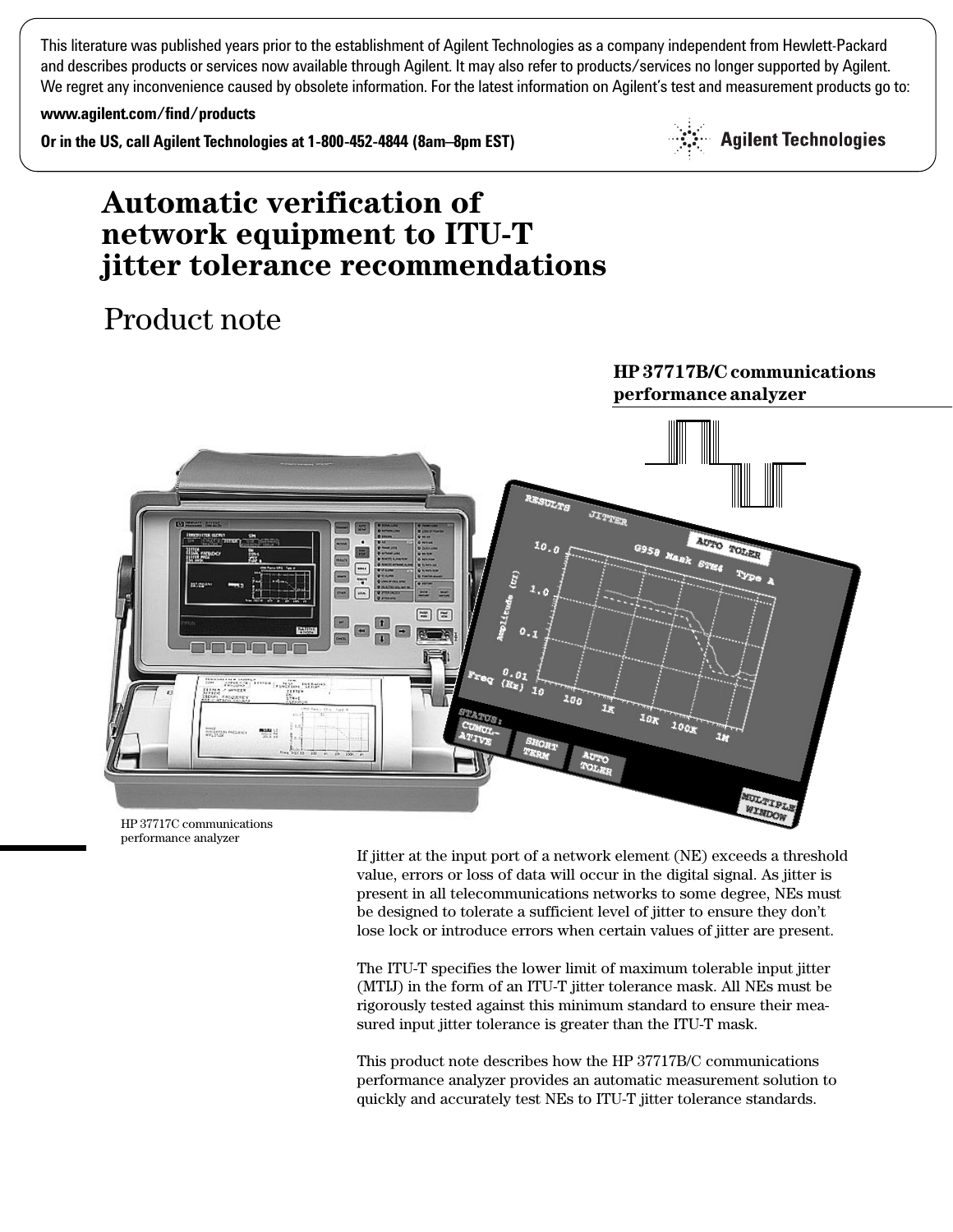This literature was published years prior to the establishment of Agilent Technologies as a company independent from Hewlett-Packard and describes products or services now available through Agilent. It may also refer to products/services no longer supported by Agilent. We regret any inconvenience caused by obsolete information. For the latest information on Agilent's test and measurement products go to:

**www.agilent.com/find/products**

**Or in the US, call Agilent Technologies at 1-800-452-4844 (8am–8pm EST)**

# Automatic verification of network equipment to ITU-T jitter tolerance recommendations

## Product note

**HP 37717B/C communications performance analyzer**

HP 37717C communications performance analyzer

If jitter at the input port of a network element (NE) exceeds a threshold value, errors or loss of data will occur in the digital signal. As jitter is present in all telecommunications networks to some degree, NEs must be designed to tolerate a sufficient level of jitter to ensure they don't lose lock or introduce errors when certain values of jitter are present.

The ITU-T specifies the lower limit of maximum tolerable input jitter (MTIJ) in the form of an ITU-T jitter tolerance mask. All NEs must be rigorously tested against this minimum standard to ensure their measured input jitter tolerance is greater than the ITU-T mask.

This product note describes how the HP 37717B/C communications performance analyzer provides an automatic measurement solution to quickly and accurately test NEs to ITU-T jitter tolerance standards.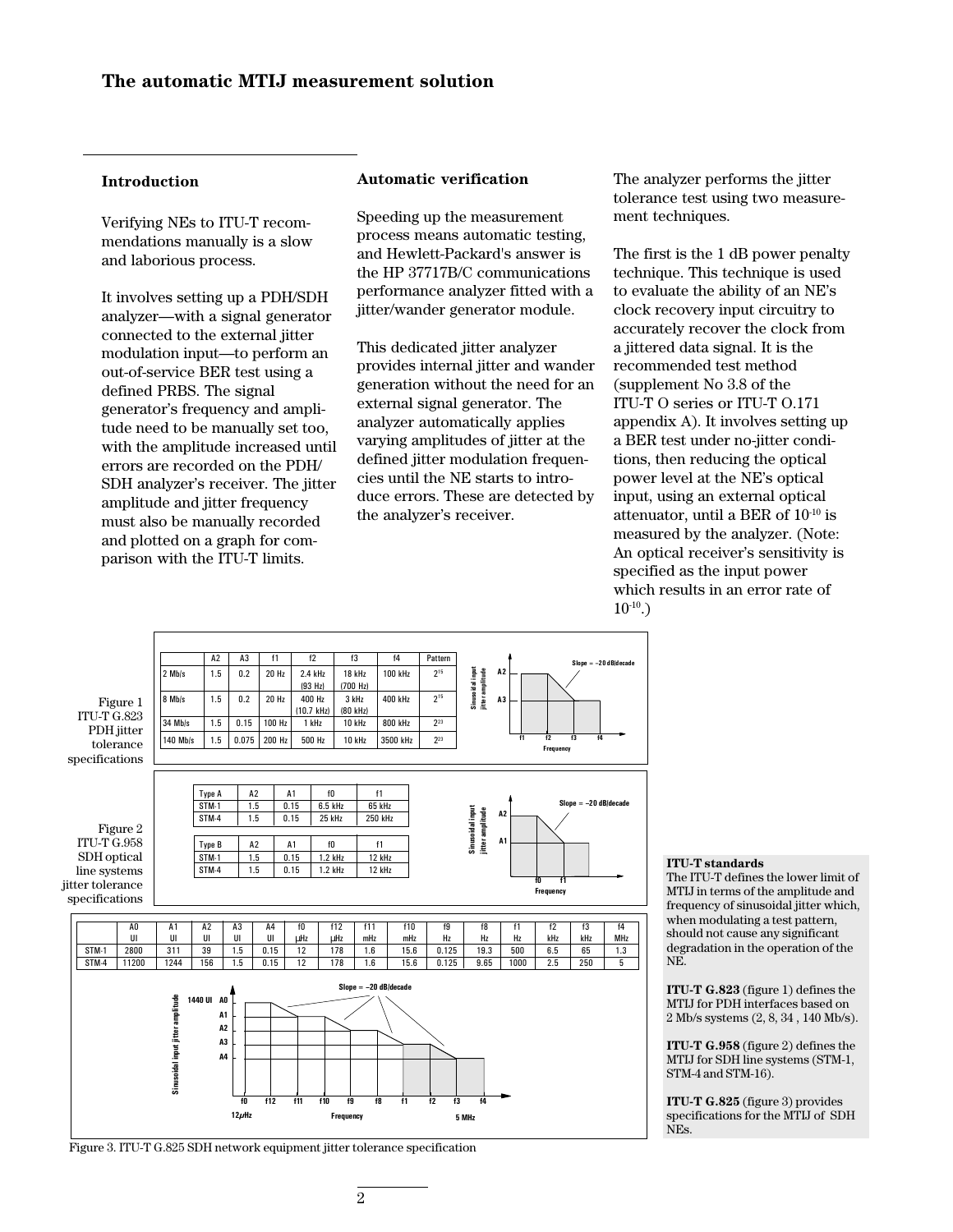# The automatic MTIJ measurement solution

## Introduction

Verifying NEs to ITU-T recommendations manually is a slow and laborious process.

It involves setting up a PDH/SDH analyzer—with a signal generator connected to the external jitter modulation input—to perform an out-of-service BER test using a defined PRBS. The signal generator's frequency and amplitude need to be manually set too, with the amplitude increased until errors are recorded on the PDH/SDH analyzer's receiver. The jitter amplitude and jitter frequency must also be manually recorded and plotted on a graph for comparison with the ITU-T limits.

## Automatic verification

Speeding up the measurement process means automatic testing, and Hewlett-Packard's answer is the HP 37717B/C communications performance analyzer fitted with a jitter/wander generator module.

This dedicated jitter analyzer provides internal jitter and wander generation without the need for an external signal generator. The analyzer automatically applies varying amplitudes of jitter at the defined jitter modulation frequencies until the NE starts to introduce errors. These are detected by the analyzer's receiver.

The analyzer performs the jitter tolerance test using two measurement techniques.

The first is the 1 dB power penalty technique. This technique is used to evaluate the ability of an NE's clock recovery input circuitry to accurately recover the clock from a jittered data signal. It is the recommended test method (supplement No 3.8 of the ITU-T O series or ITU-T O.171 appendix A). It involves setting up a BER test under no-jitter conditions, then reducing the optical power level at the NE's optical input, using an external optical attenuator, until a BER of $10^{-10}$ is measured by the analyzer. (Note: An optical receiver's sensitivity is specified as the input power which results in an error rate of $10^{-10}$.)

Figure 1 ITU-T G.823 PDH jitter tolerance specifications

| | A2 | A3 | f1 | f2 | f3 | f4 | Pattern |
|---|---|---|---|---|---|---|---|
| 2 Mb/s | 1.5 | 0.2 | 20 Hz | 2.4 kHz (93 Hz) | 18 kHz (700 Hz) | 100 kHz | $2^{15}$ |
| 8 Mb/s | 1.5 | 0.2 | 20 Hz | 400 Hz (10.7 kHz) | 3 kHz (80 kHz) | 400 kHz | $2^{15}$ |
| 34 Mb/s | 1.5 | 0.15 | 100 Hz | 1 kHz | 10 kHz | 800 kHz | $2^{23}$ |
| 140 Mb/s | 1.5 | 0.075 | 200 Hz | 500 Hz | 10 kHz | 3500 kHz | $2^{23}$ |

Figure 2 ITU-T G.958 SDH optical line systems jitter tolerance specifications

| Type A | A2 | A1 | f0 | f1 |
|---|---|---|---|---|
| STM-1 | 1.5 | 0.15 | 6.5 kHz | 65 kHz |
| STM-4 | 1.5 | 0.15 | 25 kHz | 250 kHz |

| Type B | A2 | A1 | f0 | f1 |
|---|---|---|---|---|
| STM-1 | 1.5 | 0.15 | 1.2 kHz | 12 kHz |
| STM-4 | 1.5 | 0.15 | 1.2 kHz | 12 kHz |

| | A0 UI | A1 UI | A2 UI | A3 UI | A4 UI | f0 μHz | f12 μHz | f11 mHz | f10 mHz | f9 Hz | f8 Hz | f1 Hz | f2 kHz | f3 kHz | f4 MHz |
|---|---|---|---|---|---|---|---|---|---|---|---|---|---|---|---|
| STM-1 | 2800 | 311 | 39 | 1.5 | 0.15 | 12 | 178 | 1.6 | 15.6 | 0.125 | 19.3 | 500 | 6.5 | 65 | 1.3 |
| STM-4 | 11200 | 1244 | 156 | 1.5 | 0.15 | 12 | 178 | 1.6 | 15.6 | 0.125 | 9.65 | 1000 | 2.5 | 250 | 5 |

Figure 3. ITU-T G.825 SDH network equipment jitter tolerance specification

**ITU-T standards**

The ITU-T defines the lower limit of MTIJ in terms of the amplitude and frequency of sinusoidal jitter which, when modulating a test pattern, should not cause any significant degradation in the operation of the NE.

**ITU-T G.823** (figure 1) defines the MTIJ for PDH interfaces based on 2 Mb/s systems (2, 8, 34 , 140 Mb/s).

**ITU-T G.958** (figure 2) defines the MTIJ for SDH line systems (STM-1, STM-4 and STM-16).

**ITU-T G.825** (figure 3) provides specifications for the MTIJ of SDH NEs.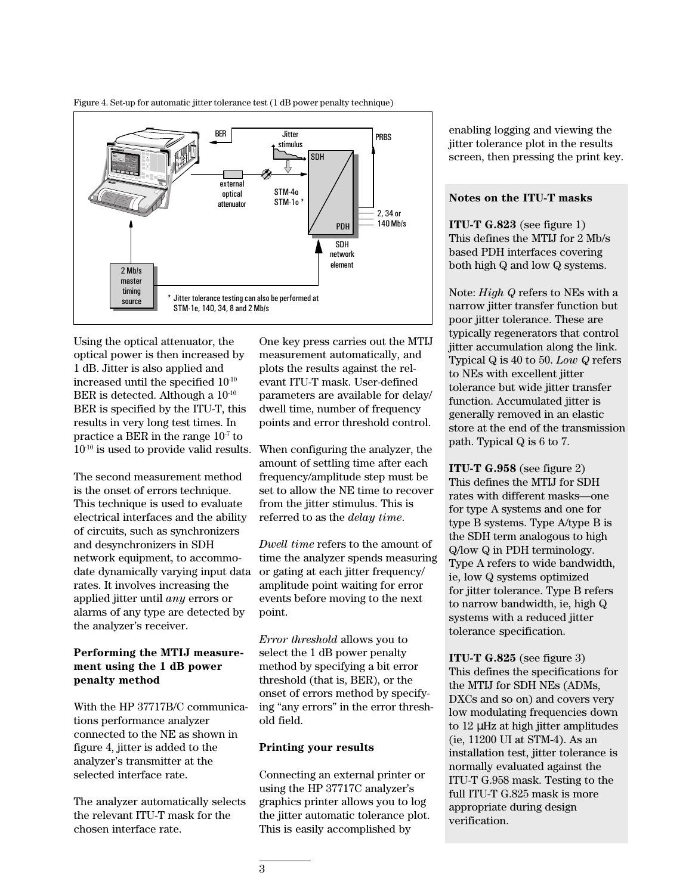Figure 4. Set-up for automatic jitter tolerance test (1 dB power penalty technique)

BER | Jitter stimulus | PRBS | SDH | external optical attenuator | STM-4o STM-1o * | PDH | 2, 34 or 140 Mb/s | SDH network element | 2 Mb/s master timing source

\* Jitter tolerance testing can also be performed at STM-1e, 140, 34, 8 and 2 Mb/s

Using the optical attenuator, the optical power is then increased by 1 dB. Jitter is also applied and increased until the specified $10^{-10}$ BER is detected. Although a $10^{-10}$ BER is specified by the ITU-T, this results in very long test times. In practice a BER in the range $10^{-7}$ to $10^{-10}$ is used to provide valid results.

The second measurement method is the onset of errors technique. This technique is used to evaluate electrical interfaces and the ability of circuits, such as synchronizers and desynchronizers in SDH network equipment, to accommodate dynamically varying input data rates. It involves increasing the applied jitter until *any* errors or alarms of any type are detected by the analyzer's receiver.

**Performing the MTIJ measurement using the 1 dB power penalty method**

With the HP 37717B/C communications performance analyzer connected to the NE as shown in figure 4, jitter is added to the analyzer's transmitter at the selected interface rate.

The analyzer automatically selects the relevant ITU-T mask for the chosen interface rate.

One key press carries out the MTIJ measurement automatically, and plots the results against the relevant ITU-T mask. User-defined parameters are available for delay/dwell time, number of frequency points and error threshold control.

When configuring the analyzer, the amount of settling time after each frequency/amplitude step must be set to allow the NE time to recover from the jitter stimulus. This is referred to as the *delay time*.

*Dwell time* refers to the amount of time the analyzer spends measuring or gating at each jitter frequency/amplitude point waiting for error events before moving to the next point.

*Error threshold* allows you to select the 1 dB power penalty method by specifying a bit error threshold (that is, BER), or the onset of errors method by specifying "any errors" in the error threshold field.

**Printing your results**

Connecting an external printer or using the HP 37717C analyzer's graphics printer allows you to log the jitter automatic tolerance plot. This is easily accomplished by enabling logging and viewing the jitter tolerance plot in the results screen, then pressing the print key.

**Notes on the ITU-T masks**

**ITU-T G.823** (see figure 1)
This defines the MTIJ for 2 Mb/s based PDH interfaces covering both high Q and low Q systems.

Note: *High Q* refers to NEs with a narrow jitter transfer function but poor jitter tolerance. These are typically regenerators that control jitter accumulation along the link. Typical Q is 40 to 50. *Low Q* refers to NEs with excellent jitter tolerance but wide jitter transfer function. Accumulated jitter is generally removed in an elastic store at the end of the transmission path. Typical Q is 6 to 7.

**ITU-T G.958** (see figure 2)
This defines the MTIJ for SDH rates with different masks—one for type A systems and one for type B systems. Type A/type B is the SDH term analogous to high Q/low Q in PDH terminology. Type A refers to wide bandwidth, ie, low Q systems optimized for jitter tolerance. Type B refers to narrow bandwidth, ie, high Q systems with a reduced jitter tolerance specification.

**ITU-T G.825** (see figure 3)
This defines the specifications for the MTIJ for SDH NEs (ADMs, DXCs and so on) and covers very low modulating frequencies down to 12 µHz at high jitter amplitudes (ie, 11200 UI at STM-4). As an installation test, jitter tolerance is normally evaluated against the ITU-T G.958 mask. Testing to the full ITU-T G.825 mask is more appropriate during design verification.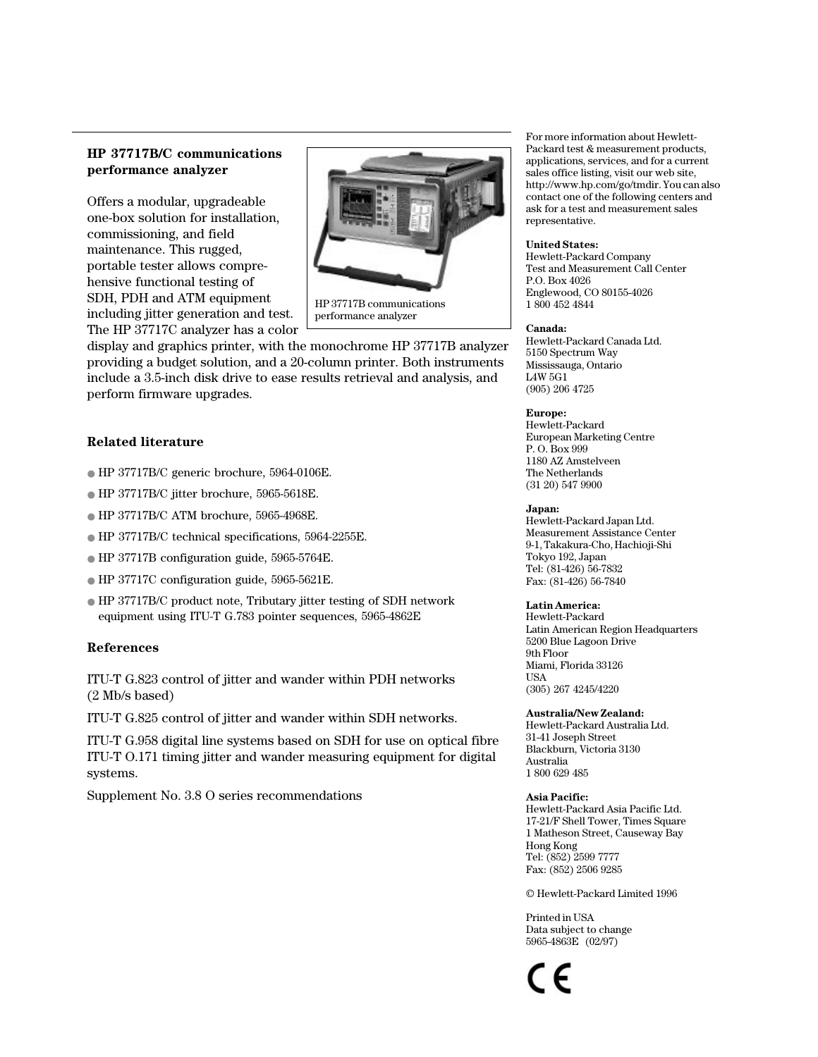## HP 37717B/C communications performance analyzer

HP 37717B communications performance analyzer

Offers a modular, upgradeable one-box solution for installation, commissioning, and field maintenance. This rugged, portable tester allows comprehensive functional testing of SDH, PDH and ATM equipment including jitter generation and test. The HP 37717C analyzer has a color display and graphics printer, with the monochrome HP 37717B analyzer providing a budget solution, and a 20-column printer. Both instruments include a 3.5-inch disk drive to ease results retrieval and analysis, and perform firmware upgrades.

### Related literature

- HP 37717B/C generic brochure, 5964-0106E.
- HP 37717B/C jitter brochure, 5965-5618E.
- HP 37717B/C ATM brochure, 5965-4968E.
- HP 37717B/C technical specifications, 5964-2255E.
- HP 37717B configuration guide, 5965-5764E.
- HP 37717C configuration guide, 5965-5621E.
- HP 37717B/C product note, Tributary jitter testing of SDH network equipment using ITU-T G.783 pointer sequences, 5965-4862E

### References

ITU-T G.823 control of jitter and wander within PDH networks (2 Mb/s based)

ITU-T G.825 control of jitter and wander within SDH networks.

ITU-T G.958 digital line systems based on SDH for use on optical fibre
ITU-T O.171 timing jitter and wander measuring equipment for digital systems.

Supplement No. 3.8 O series recommendations

For more information about Hewlett-Packard test & measurement products, applications, services, and for a current sales office listing, visit our web site, http://www.hp.com/go/tmdir. You can also contact one of the following centers and ask for a test and measurement sales representative.

**United States:**
Hewlett-Packard Company
Test and Measurement Call Center
P.O. Box 4026
Englewood, CO 80155-4026
1 800 452 4844

**Canada:**
Hewlett-Packard Canada Ltd.
5150 Spectrum Way
Mississauga, Ontario
L4W 5G1
(905) 206 4725

**Europe:**
Hewlett-Packard
European Marketing Centre
P. O. Box 999
1180 AZ Amstelveen
The Netherlands
(31 20) 547 9900

**Japan:**
Hewlett-Packard Japan Ltd.
Measurement Assistance Center
9-1, Takakura-Cho, Hachioji-Shi
Tokyo 192, Japan
Tel: (81-426) 56-7832
Fax: (81-426) 56-7840

**Latin America:**
Hewlett-Packard
Latin American Region Headquarters
5200 Blue Lagoon Drive
9th Floor
Miami, Florida 33126
USA
(305) 267 4245/4220

**Australia/New Zealand:**
Hewlett-Packard Australia Ltd.
31-41 Joseph Street
Blackburn, Victoria 3130
Australia
1 800 629 485

**Asia Pacific:**
Hewlett-Packard Asia Pacific Ltd.
17-21/F Shell Tower, Times Square
1 Matheson Street, Causeway Bay
Hong Kong
Tel: (852) 2599 7777
Fax: (852) 2506 9285

© Hewlett-Packard Limited 1996

Printed in USA
Data subject to change
5965-4863E (02/97)